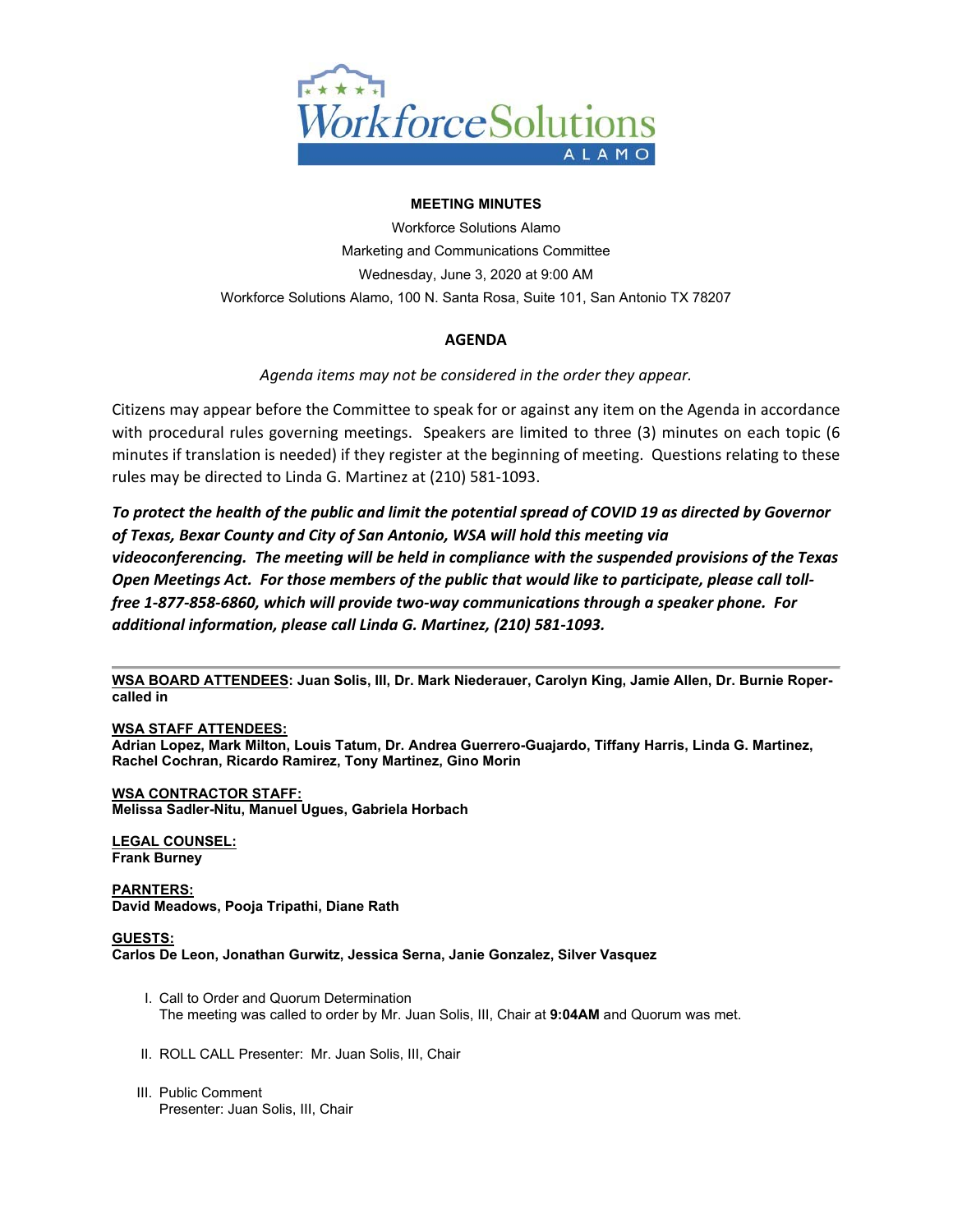**MEETING MINUTES**

Workforce Solutions Alamo

Marketing and Communications Committee

Wednesday, June 3, 2020 at 9:00 AM

Workforce Solutions Alamo, 100 N. Santa Rosa, Suite 101, San Antonio TX 78207

## AGENDA

*Agenda items may not be considered in the order they appear.*

Citizens may appear before the Committee to speak for or against any item on the Agenda in accordance with procedural rules governing meetings. Speakers are limited to three (3) minutes on each topic (6 minutes if translation is needed) if they register at the beginning of meeting. Questions relating to these rules may be directed to Linda G. Martinez at (210) 581-1093.

***To protect the health of the public and limit the potential spread of COVID 19 as directed by Governor of Texas, Bexar County and City of San Antonio, WSA will hold this meeting via videoconferencing. The meeting will be held in compliance with the suspended provisions of the Texas Open Meetings Act. For those members of the public that would like to participate, please call toll-free 1-877-858-6860, which will provide two-way communications through a speaker phone. For additional information, please call Linda G. Martinez, (210) 581-1093.***

---

**WSA BOARD ATTENDEES: Juan Solis, III, Dr. Mark Niederauer, Carolyn King, Jamie Allen, Dr. Burnie Roper-called in**

**WSA STAFF ATTENDEES:**
**Adrian Lopez, Mark Milton, Louis Tatum, Dr. Andrea Guerrero-Guajardo, Tiffany Harris, Linda G. Martinez, Rachel Cochran, Ricardo Ramirez, Tony Martinez, Gino Morin**

**WSA CONTRACTOR STAFF:**
**Melissa Sadler-Nitu, Manuel Ugues, Gabriela Horbach**

**LEGAL COUNSEL:**
**Frank Burney**

**PARNTERS:**
**David Meadows, Pooja Tripathi, Diane Rath**

**GUESTS:**
**Carlos De Leon, Jonathan Gurwitz, Jessica Serna, Janie Gonzalez, Silver Vasquez**

I. Call to Order and Quorum Determination
   The meeting was called to order by Mr. Juan Solis, III, Chair at **9:04AM** and Quorum was met.

II. ROLL CALL Presenter: Mr. Juan Solis, III, Chair

III. Public Comment
   Presenter: Juan Solis, III, Chair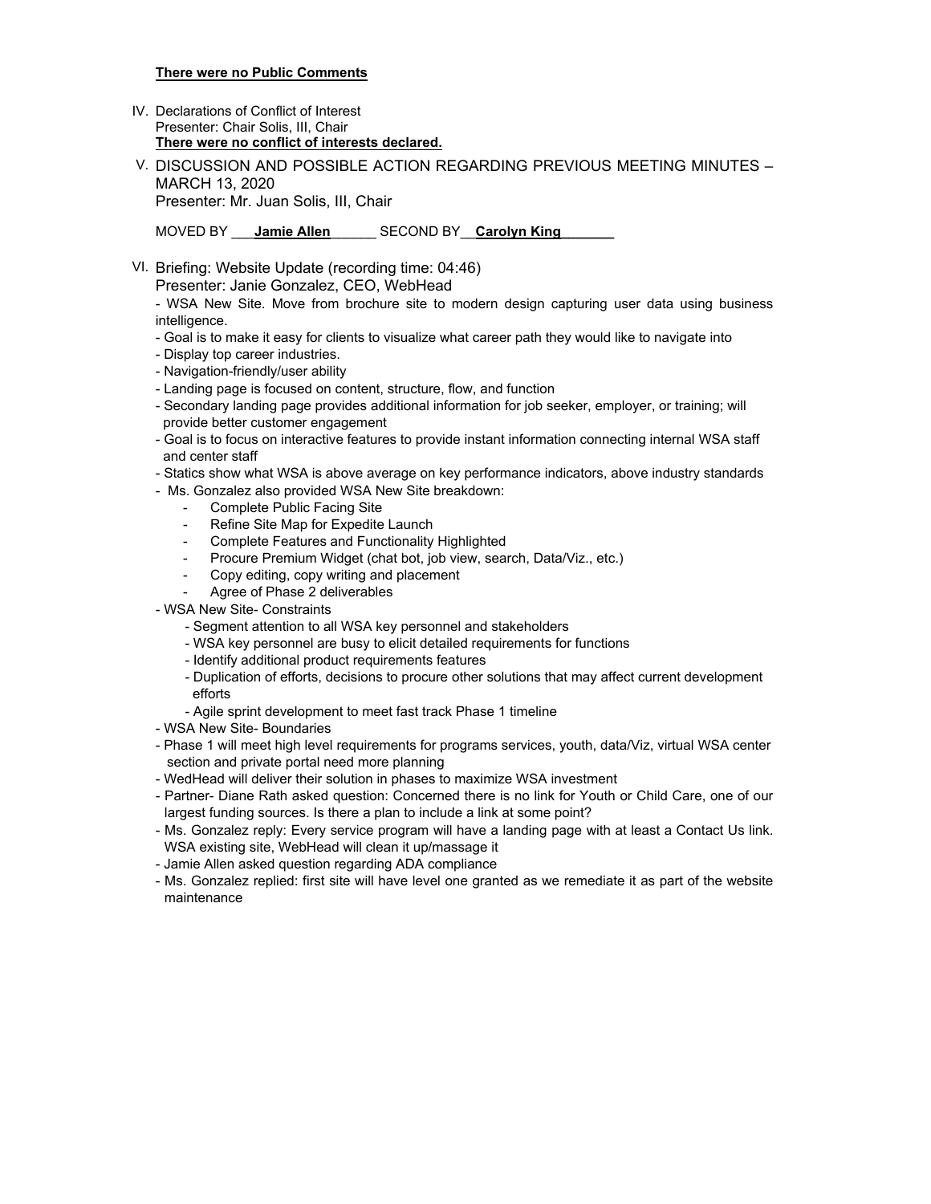**There were no Public Comments**

IV. Declarations of Conflict of Interest
Presenter: Chair Solis, III, Chair
**There were no conflict of interests declared.**

V. DISCUSSION AND POSSIBLE ACTION REGARDING PREVIOUS MEETING MINUTES – MARCH 13, 2020
Presenter: Mr. Juan Solis, III, Chair

MOVED BY ___**Jamie Allen**______ SECOND BY__**Carolyn King_______**

VI. Briefing: Website Update (recording time: 04:46)
Presenter: Janie Gonzalez, CEO, WebHead

- WSA New Site. Move from brochure site to modern design capturing user data using business intelligence.
- Goal is to make it easy for clients to visualize what career path they would like to navigate into
- Display top career industries.
- Navigation-friendly/user ability
- Landing page is focused on content, structure, flow, and function
- Secondary landing page provides additional information for job seeker, employer, or training; will provide better customer engagement
- Goal is to focus on interactive features to provide instant information connecting internal WSA staff and center staff
- Statics show what WSA is above average on key performance indicators, above industry standards
- Ms. Gonzalez also provided WSA New Site breakdown:
  - Complete Public Facing Site
  - Refine Site Map for Expedite Launch
  - Complete Features and Functionality Highlighted
  - Procure Premium Widget (chat bot, job view, search, Data/Viz., etc.)
  - Copy editing, copy writing and placement
  - Agree of Phase 2 deliverables
- WSA New Site- Constraints
  - Segment attention to all WSA key personnel and stakeholders
  - WSA key personnel are busy to elicit detailed requirements for functions
  - Identify additional product requirements features
  - Duplication of efforts, decisions to procure other solutions that may affect current development efforts
  - Agile sprint development to meet fast track Phase 1 timeline
- WSA New Site- Boundaries
- Phase 1 will meet high level requirements for programs services, youth, data/Viz, virtual WSA center section and private portal need more planning
- WedHead will deliver their solution in phases to maximize WSA investment
- Partner- Diane Rath asked question: Concerned there is no link for Youth or Child Care, one of our largest funding sources. Is there a plan to include a link at some point?
- Ms. Gonzalez reply: Every service program will have a landing page with at least a Contact Us link. WSA existing site, WebHead will clean it up/massage it
- Jamie Allen asked question regarding ADA compliance
- Ms. Gonzalez replied: first site will have level one granted as we remediate it as part of the website maintenance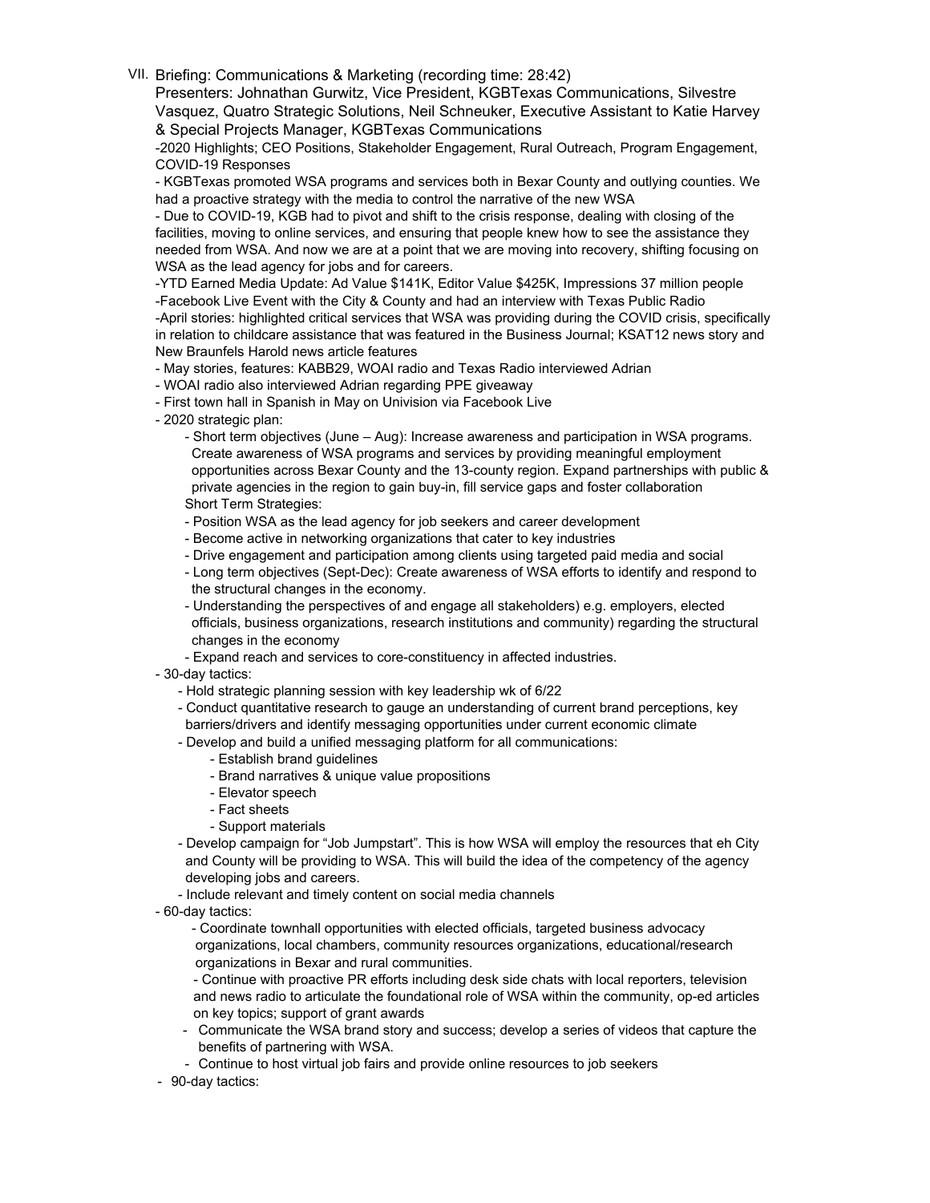VII. Briefing: Communications & Marketing (recording time: 28:42)

Presenters: Johnathan Gurwitz, Vice President, KGBTexas Communications, Silvestre Vasquez, Quatro Strategic Solutions, Neil Schneuker, Executive Assistant to Katie Harvey & Special Projects Manager, KGBTexas Communications

-2020 Highlights; CEO Positions, Stakeholder Engagement, Rural Outreach, Program Engagement, COVID-19 Responses

- KGBTexas promoted WSA programs and services both in Bexar County and outlying counties. We had a proactive strategy with the media to control the narrative of the new WSA
- Due to COVID-19, KGB had to pivot and shift to the crisis response, dealing with closing of the facilities, moving to online services, and ensuring that people knew how to see the assistance they needed from WSA. And now we are at a point that we are moving into recovery, shifting focusing on WSA as the lead agency for jobs and for careers.

-YTD Earned Media Update: Ad Value $141K, Editor Value $425K, Impressions 37 million people

-Facebook Live Event with the City & County and had an interview with Texas Public Radio

-April stories: highlighted critical services that WSA was providing during the COVID crisis, specifically in relation to childcare assistance that was featured in the Business Journal; KSAT12 news story and New Braunfels Harold news article features

- May stories, features: KABB29, WOAI radio and Texas Radio interviewed Adrian
- WOAI radio also interviewed Adrian regarding PPE giveaway
- First town hall in Spanish in May on Univision via Facebook Live
- 2020 strategic plan:
  - Short term objectives (June – Aug): Increase awareness and participation in WSA programs. Create awareness of WSA programs and services by providing meaningful employment opportunities across Bexar County and the 13-county region. Expand partnerships with public & private agencies in the region to gain buy-in, fill service gaps and foster collaboration

  Short Term Strategies:
  - Position WSA as the lead agency for job seekers and career development
  - Become active in networking organizations that cater to key industries
  - Drive engagement and participation among clients using targeted paid media and social
  - Long term objectives (Sept-Dec): Create awareness of WSA efforts to identify and respond to the structural changes in the economy.
  - Understanding the perspectives of and engage all stakeholders) e.g. employers, elected officials, business organizations, research institutions and community) regarding the structural changes in the economy
  - Expand reach and services to core-constituency in affected industries.
- 30-day tactics:
  - Hold strategic planning session with key leadership wk of 6/22
  - Conduct quantitative research to gauge an understanding of current brand perceptions, key barriers/drivers and identify messaging opportunities under current economic climate
  - Develop and build a unified messaging platform for all communications:
    - Establish brand guidelines
    - Brand narratives & unique value propositions
    - Elevator speech
    - Fact sheets
    - Support materials
  - Develop campaign for "Job Jumpstart". This is how WSA will employ the resources that eh City and County will be providing to WSA. This will build the idea of the competency of the agency developing jobs and careers.
  - Include relevant and timely content on social media channels
- 60-day tactics:
  - Coordinate townhall opportunities with elected officials, targeted business advocacy organizations, local chambers, community resources organizations, educational/research organizations in Bexar and rural communities.
  - Continue with proactive PR efforts including desk side chats with local reporters, television and news radio to articulate the foundational role of WSA within the community, op-ed articles on key topics; support of grant awards
  - Communicate the WSA brand story and success; develop a series of videos that capture the benefits of partnering with WSA.
  - Continue to host virtual job fairs and provide online resources to job seekers
- 90-day tactics: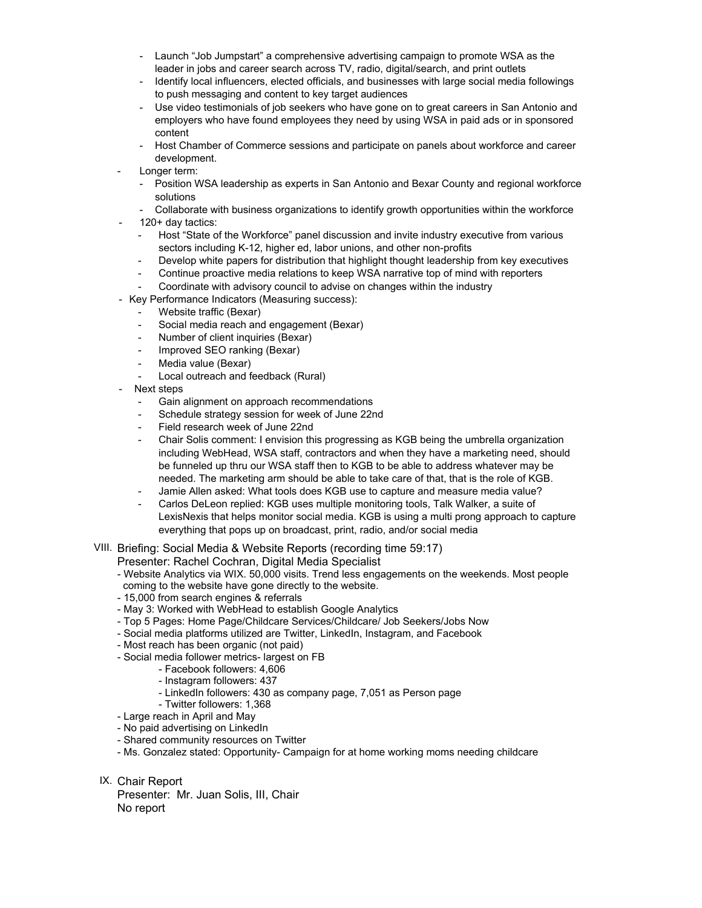- Launch "Job Jumpstart" a comprehensive advertising campaign to promote WSA as the leader in jobs and career search across TV, radio, digital/search, and print outlets
    - Identify local influencers, elected officials, and businesses with large social media followings to push messaging and content to key target audiences
    - Use video testimonials of job seekers who have gone on to great careers in San Antonio and employers who have found employees they need by using WSA in paid ads or in sponsored content
    - Host Chamber of Commerce sessions and participate on panels about workforce and career development.
- Longer term:
    - Position WSA leadership as experts in San Antonio and Bexar County and regional workforce solutions
    - Collaborate with business organizations to identify growth opportunities within the workforce
- 120+ day tactics:
    - Host "State of the Workforce" panel discussion and invite industry executive from various sectors including K-12, higher ed, labor unions, and other non-profits
    - Develop white papers for distribution that highlight thought leadership from key executives
    - Continue proactive media relations to keep WSA narrative top of mind with reporters
    - Coordinate with advisory council to advise on changes within the industry
- Key Performance Indicators (Measuring success):
    - Website traffic (Bexar)
    - Social media reach and engagement (Bexar)
    - Number of client inquiries (Bexar)
    - Improved SEO ranking (Bexar)
    - Media value (Bexar)
    - Local outreach and feedback (Rural)
- Next steps
    - Gain alignment on approach recommendations
    - Schedule strategy session for week of June 22nd
    - Field research week of June 22nd
    - Chair Solis comment: I envision this progressing as KGB being the umbrella organization including WebHead, WSA staff, contractors and when they have a marketing need, should be funneled up thru our WSA staff then to KGB to be able to address whatever may be needed. The marketing arm should be able to take care of that, that is the role of KGB.
    - Jamie Allen asked: What tools does KGB use to capture and measure media value?
    - Carlos DeLeon replied: KGB uses multiple monitoring tools, Talk Walker, a suite of LexisNexis that helps monitor social media. KGB is using a multi prong approach to capture everything that pops up on broadcast, print, radio, and/or social media

VIII. Briefing: Social Media & Website Reports (recording time 59:17)
Presenter: Rachel Cochran, Digital Media Specialist

- Website Analytics via WIX. 50,000 visits. Trend less engagements on the weekends. Most people coming to the website have gone directly to the website.
- 15,000 from search engines & referrals
- May 3: Worked with WebHead to establish Google Analytics
- Top 5 Pages: Home Page/Childcare Services/Childcare/ Job Seekers/Jobs Now
- Social media platforms utilized are Twitter, LinkedIn, Instagram, and Facebook
- Most reach has been organic (not paid)
- Social media follower metrics- largest on FB
    - Facebook followers: 4,606
    - Instagram followers: 437
    - LinkedIn followers: 430 as company page, 7,051 as Person page
    - Twitter followers: 1,368
- Large reach in April and May
- No paid advertising on LinkedIn
- Shared community resources on Twitter
- Ms. Gonzalez stated: Opportunity- Campaign for at home working moms needing childcare

IX. Chair Report
Presenter: Mr. Juan Solis, III, Chair
No report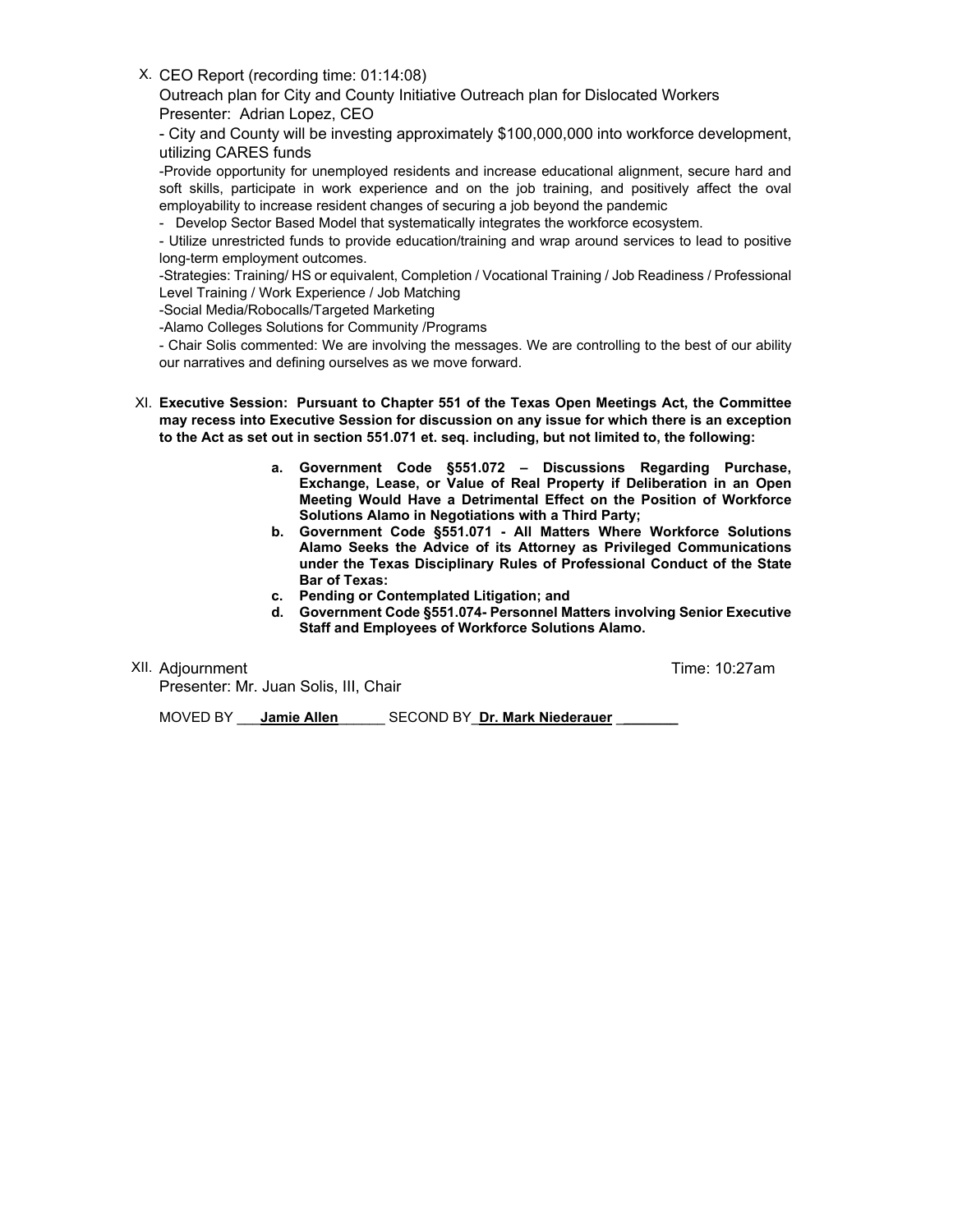X. CEO Report (recording time: 01:14:08)

Outreach plan for City and County Initiative Outreach plan for Dislocated Workers

Presenter: Adrian Lopez, CEO

- City and County will be investing approximately $100,000,000 into workforce development, utilizing CARES funds

-Provide opportunity for unemployed residents and increase educational alignment, secure hard and soft skills, participate in work experience and on the job training, and positively affect the oval employability to increase resident changes of securing a job beyond the pandemic

- Develop Sector Based Model that systematically integrates the workforce ecosystem.

- Utilize unrestricted funds to provide education/training and wrap around services to lead to positive long-term employment outcomes.

-Strategies: Training/ HS or equivalent, Completion / Vocational Training / Job Readiness / Professional Level Training / Work Experience / Job Matching

-Social Media/Robocalls/Targeted Marketing

-Alamo Colleges Solutions for Community /Programs

- Chair Solis commented: We are involving the messages. We are controlling to the best of our ability our narratives and defining ourselves as we move forward.

XI. **Executive Session: Pursuant to Chapter 551 of the Texas Open Meetings Act, the Committee may recess into Executive Session for discussion on any issue for which there is an exception to the Act as set out in section 551.071 et. seq. including, but not limited to, the following:**

a. **Government Code §551.072 – Discussions Regarding Purchase, Exchange, Lease, or Value of Real Property if Deliberation in an Open Meeting Would Have a Detrimental Effect on the Position of Workforce Solutions Alamo in Negotiations with a Third Party;**
b. **Government Code §551.071 - All Matters Where Workforce Solutions Alamo Seeks the Advice of its Attorney as Privileged Communications under the Texas Disciplinary Rules of Professional Conduct of the State Bar of Texas:**
c. **Pending or Contemplated Litigation; and**
d. **Government Code §551.074- Personnel Matters involving Senior Executive Staff and Employees of Workforce Solutions Alamo.**

XII. Adjournment Time: 10:27am

Presenter: Mr. Juan Solis, III, Chair

MOVED BY ___**Jamie Allen**______ SECOND BY_**Dr. Mark Niederauer** ________